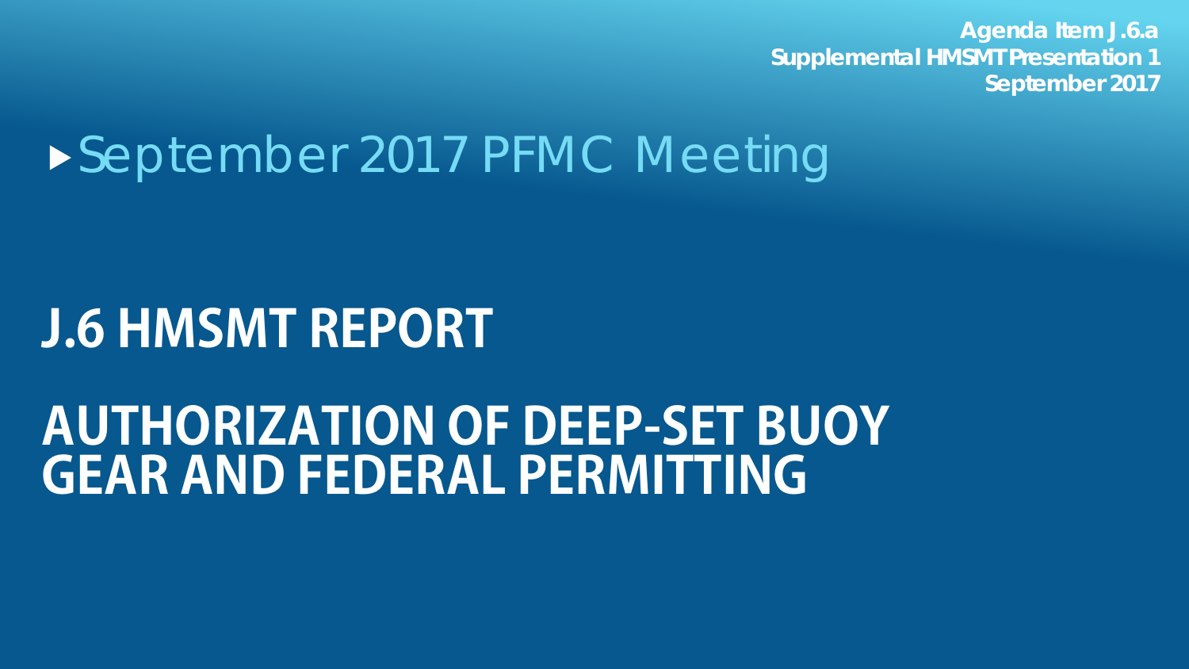Agenda Item J.6.a
Supplemental HMSMT Presentation 1
September 2017

## ▸September 2017 PFMC Meeting

# J.6 HMSMT REPORT

# AUTHORIZATION OF DEEP-SET BUOY GEAR AND FEDERAL PERMITTING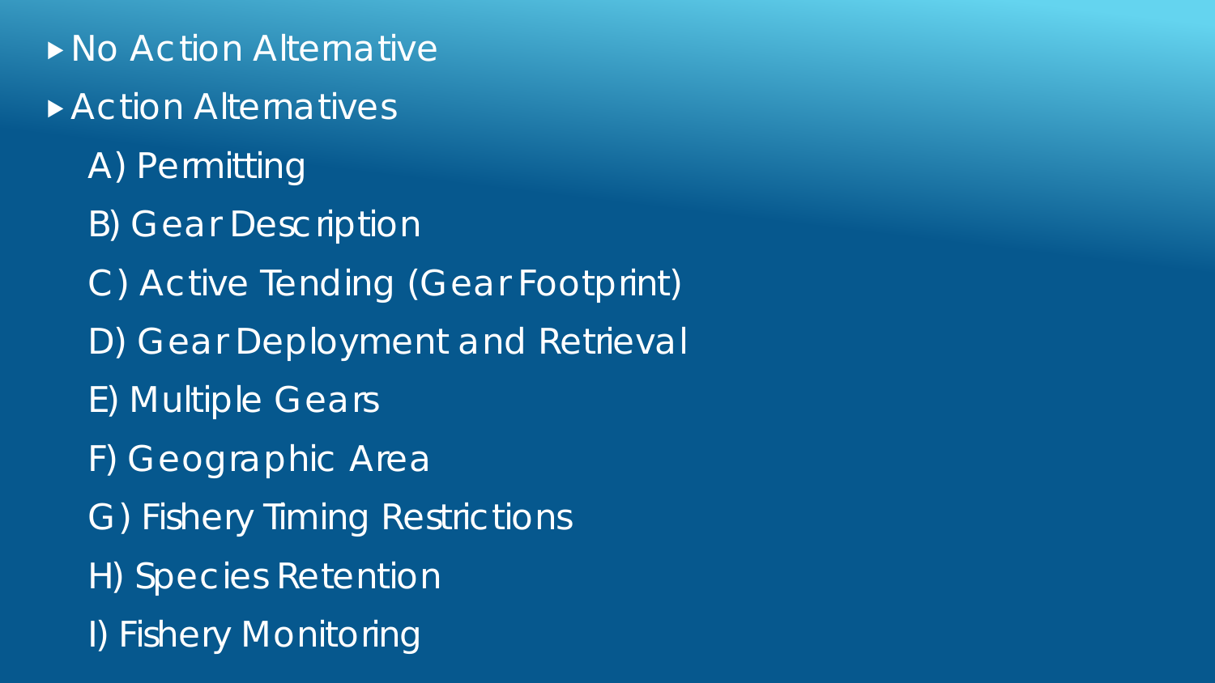- No Action Alternative
- Action Alternatives
  - A) Permitting
  - B) Gear Description
  - C) Active Tending (Gear Footprint)
  - D) Gear Deployment and Retrieval
  - E) Multiple Gears
  - F) Geographic Area
  - G) Fishery Timing Restrictions
  - H) Species Retention
  - I) Fishery Monitoring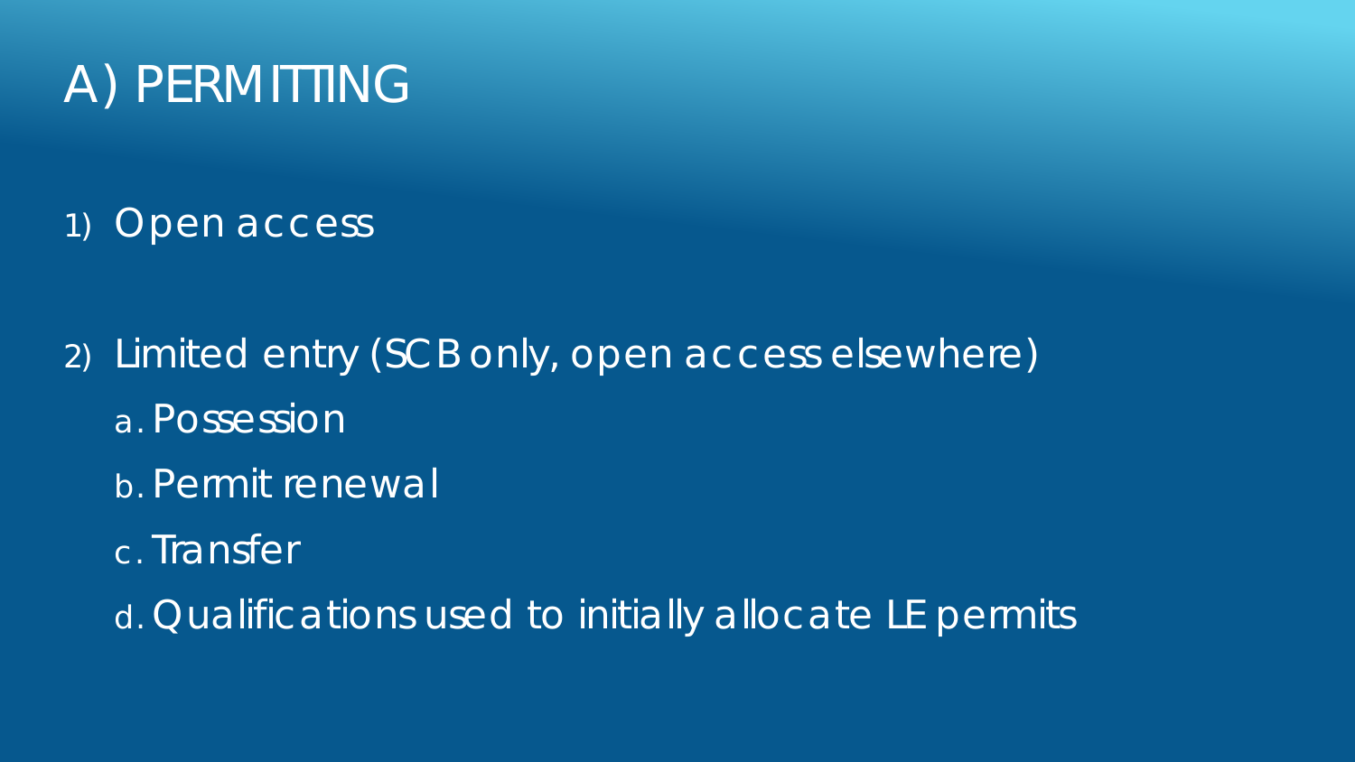# A) PERMITTING

1) Open access

2) Limited entry (SCB only, open access elsewhere)
   a. Possession
   b. Permit renewal
   c. Transfer
   d. Qualifications used to initially allocate LE permits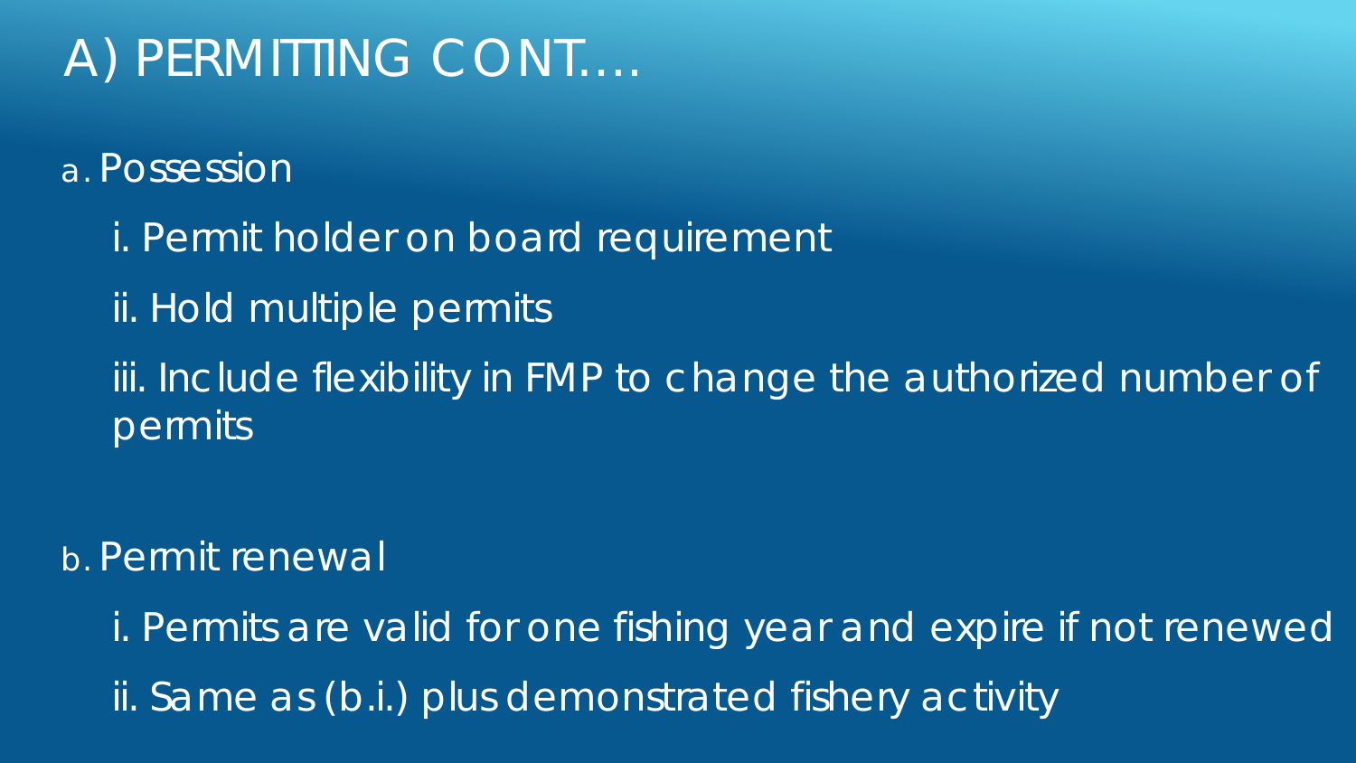# A) PERMITTING CONT….

a. Possession

   i. Permit holder on board requirement

   ii. Hold multiple permits

   iii. Include flexibility in FMP to change the authorized number of permits

b. Permit renewal

   i. Permits are valid for one fishing year and expire if not renewed

   ii. Same as (b.i.) plus demonstrated fishery activity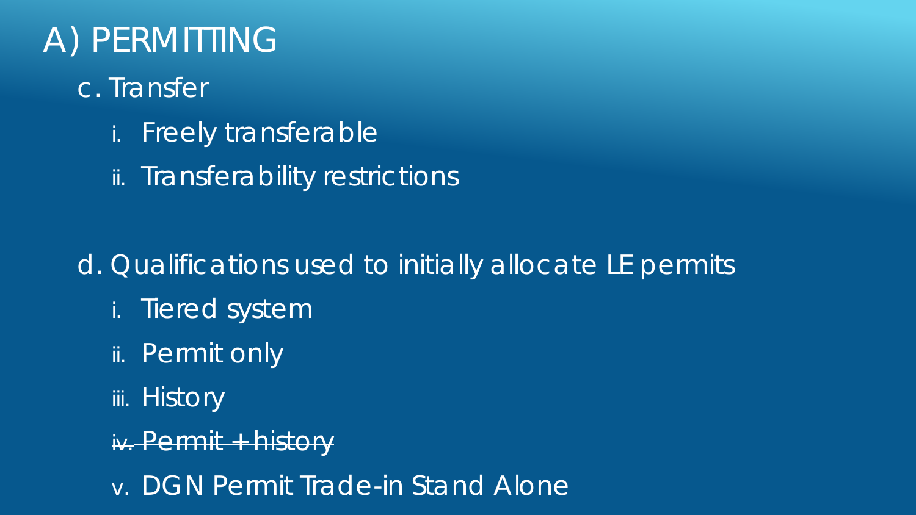# A) PERMITTING

c. Transfer

i. Freely transferable

ii. Transferability restrictions

d. Qualifications used to initially allocate LE permits

i. Tiered system

ii. Permit only

iii. History

~~iv. Permit + history~~

v. DGN Permit Trade-in Stand Alone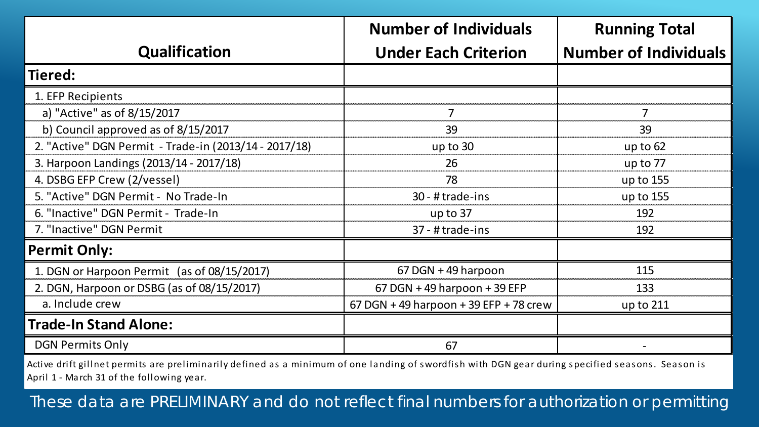| Qualification | Number of Individuals Under Each Criterion | Running Total Number of Individuals |
|---|---|---|
| **Tiered:** | | |
| 1. EFP Recipients | | |
| a) "Active" as of 8/15/2017 | 7 | 7 |
| b) Council approved as of 8/15/2017 | 39 | 39 |
| 2. "Active" DGN Permit - Trade-in (2013/14 - 2017/18) | up to 30 | up to 62 |
| 3. Harpoon Landings (2013/14 - 2017/18) | 26 | up to 77 |
| 4. DSBG EFP Crew (2/vessel) | 78 | up to 155 |
| 5. "Active" DGN Permit - No Trade-In | 30 - # trade-ins | up to 155 |
| 6. "Inactive" DGN Permit - Trade-In | up to 37 | 192 |
| 7. "Inactive" DGN Permit | 37 - # trade-ins | 192 |
| **Permit Only:** | | |
| 1. DGN or Harpoon Permit (as of 08/15/2017) | 67 DGN + 49 harpoon | 115 |
| 2. DGN, Harpoon or DSBG (as of 08/15/2017) | 67 DGN + 49 harpoon + 39 EFP | 133 |
| a. Include crew | 67 DGN + 49 harpoon + 39 EFP + 78 crew | up to 211 |
| **Trade-In Stand Alone:** | | |
| DGN Permits Only | 67 | - |

Active drift gillnet permits are preliminarily defined as a minimum of one landing of swordfish with DGN gear during specified seasons. Season is April 1 - March 31 of the following year.

These data are PRELIMINARY and do not reflect final numbers for authorization or permitting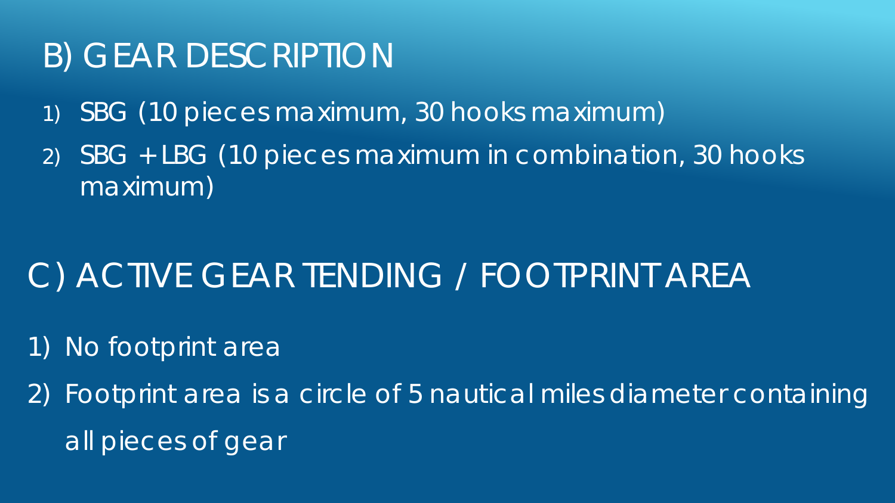# B) GEAR DESCRIPTION

1) SBG (10 pieces maximum, 30 hooks maximum)
2) SBG + LBG (10 pieces maximum in combination, 30 hooks maximum)

# C) ACTIVE GEAR TENDING / FOOTPRINT AREA

1) No footprint area
2) Footprint area is a circle of 5 nautical miles diameter containing all pieces of gear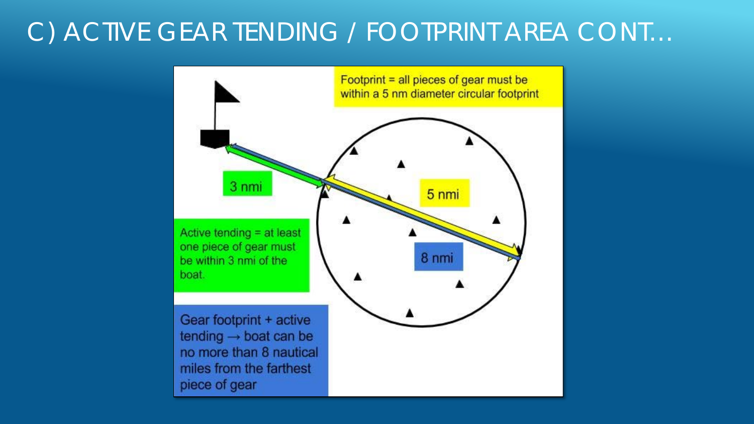# C) ACTIVE GEAR TENDING / FOOTPRINT AREA CONT…

Footprint = all pieces of gear must be within a 5 nm diameter circular footprint

3 nmi

5 nmi

8 nmi

Active tending = at least one piece of gear must be within 3 nmi of the boat.

Gear footprint + active tending → boat can be no more than 8 nautical miles from the farthest piece of gear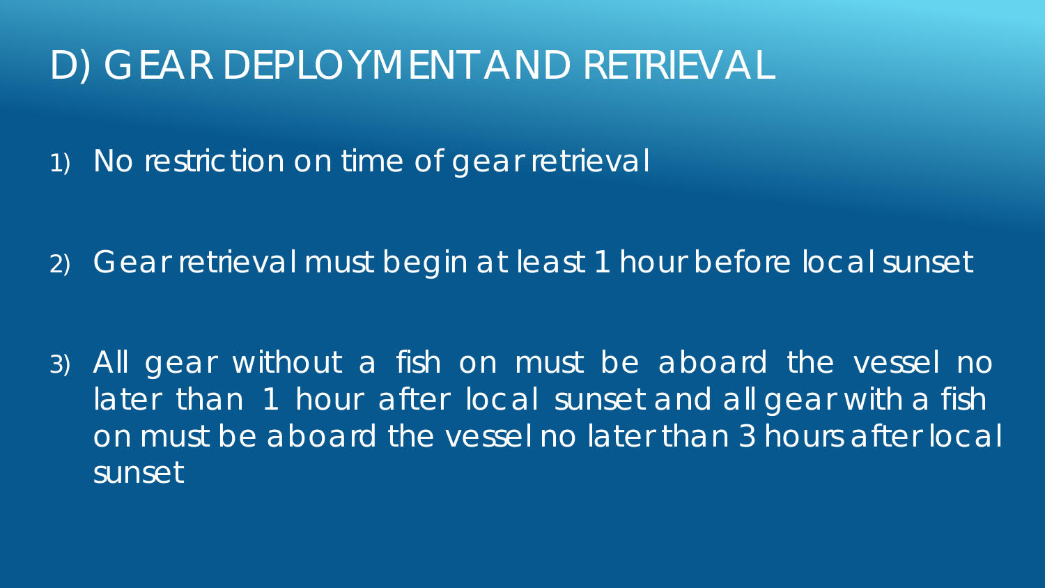# D) GEAR DEPLOYMENT AND RETRIEVAL

1) No restriction on time of gear retrieval

2) Gear retrieval must begin at least 1 hour before local sunset

3) All gear without a fish on must be aboard the vessel no later than 1 hour after local sunset and all gear with a fish on must be aboard the vessel no later than 3 hours after local sunset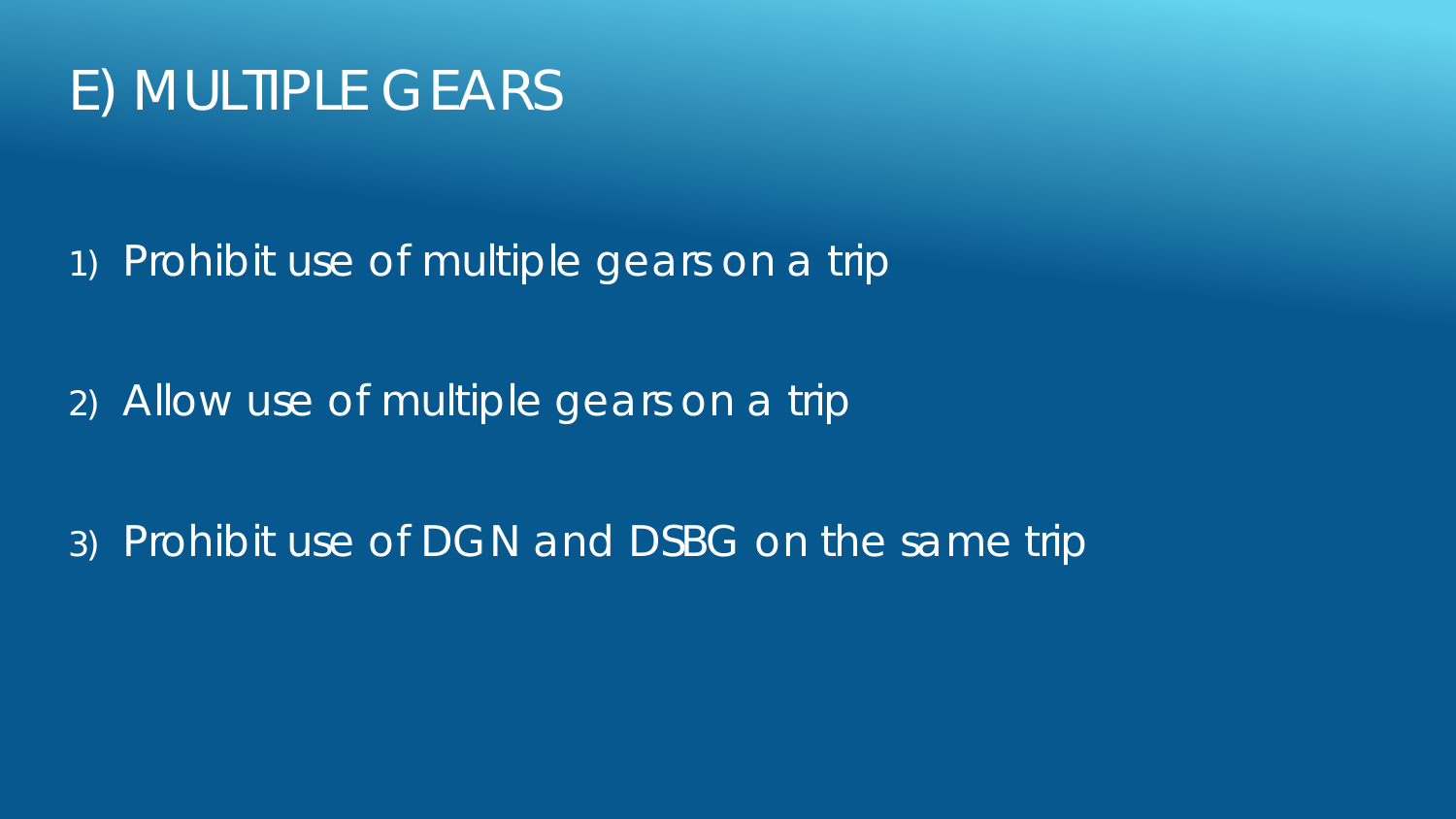# E) MULTIPLE GEARS

1) Prohibit use of multiple gears on a trip

2) Allow use of multiple gears on a trip

3) Prohibit use of DGN and DSBG on the same trip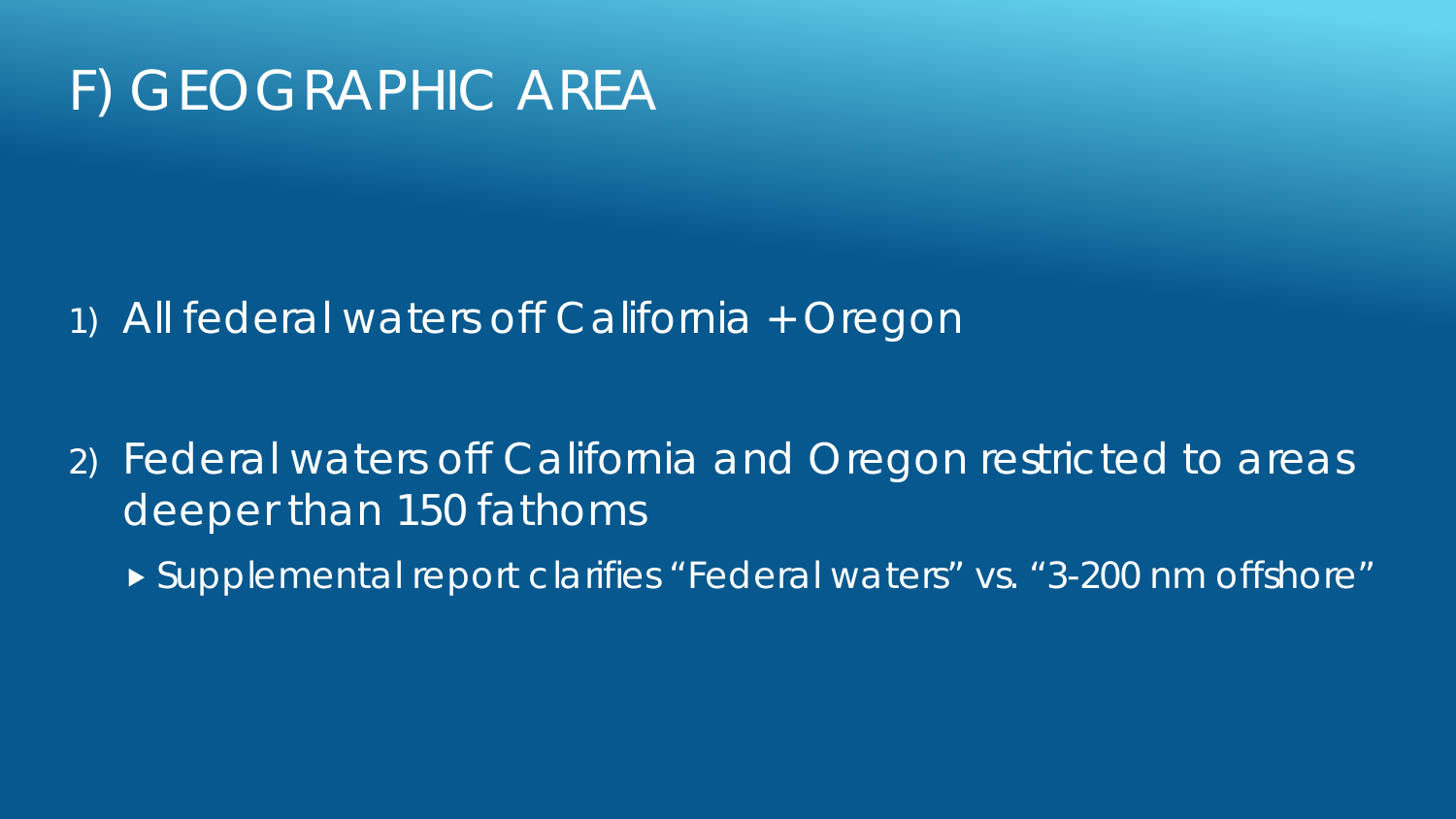# F) GEOGRAPHIC AREA

1) All federal waters off California + Oregon

2) Federal waters off California and Oregon restricted to areas deeper than 150 fathoms
   - Supplemental report clarifies "Federal waters" vs. "3-200 nm offshore"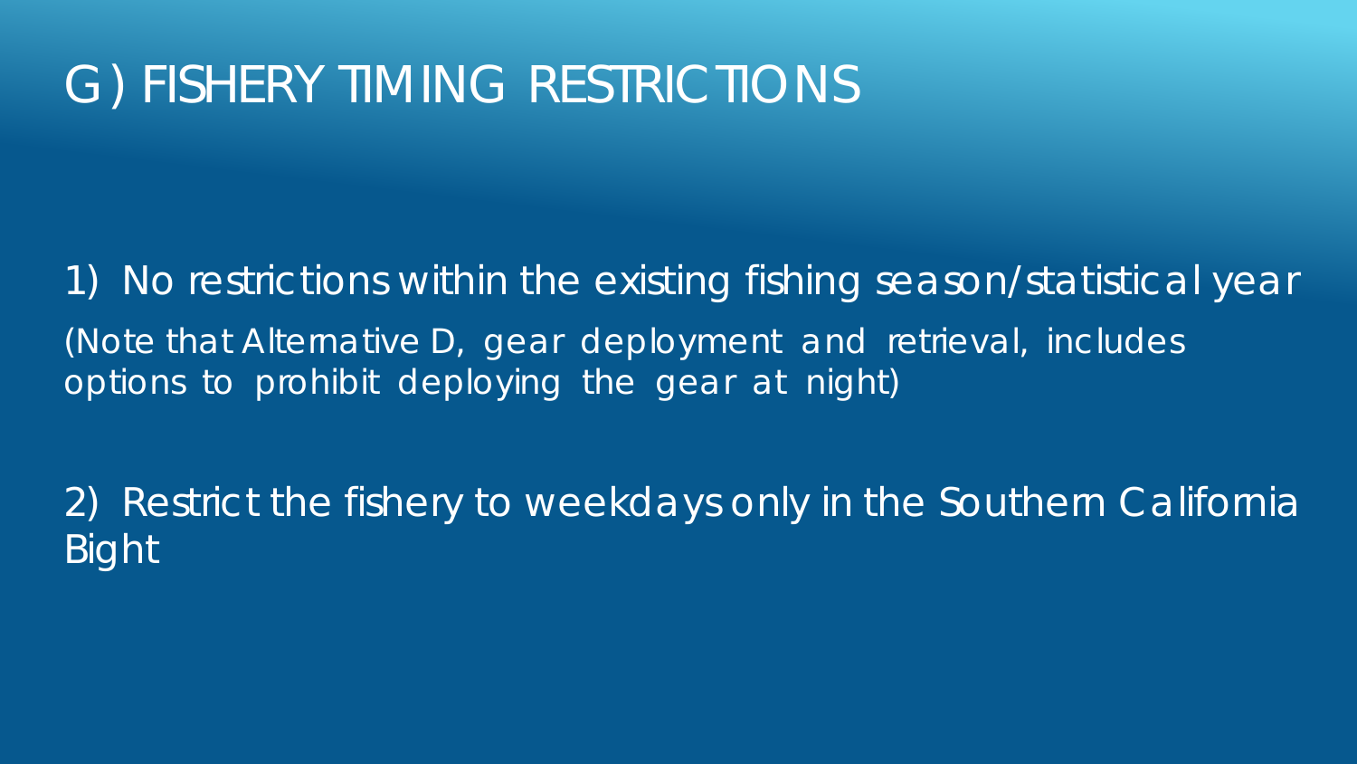# G) FISHERY TIMING RESTRICTIONS

1) No restrictions within the existing fishing season/statistical year

(Note that Alternative D, gear deployment and retrieval, includes options to prohibit deploying the gear at night)

2) Restrict the fishery to weekdays only in the Southern California Bight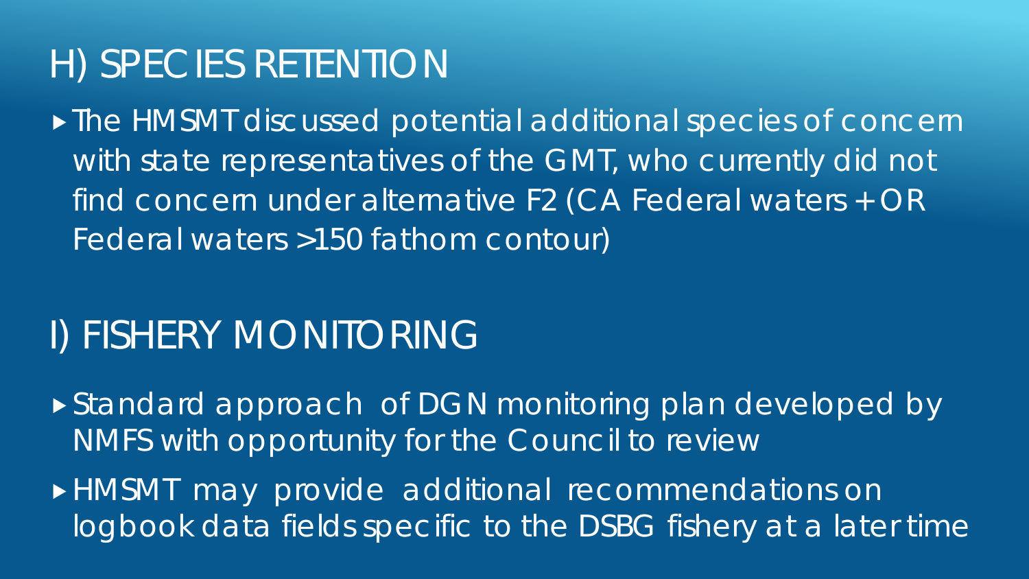## H) SPECIES RETENTION

- The HMSMT discussed potential additional species of concern with state representatives of the GMT, who currently did not find concern under alternative F2 (CA Federal waters + OR Federal waters >150 fathom contour)

## I) FISHERY MONITORING

- Standard approach of DGN monitoring plan developed by NMFS with opportunity for the Council to review
- HMSMT may provide additional recommendations on logbook data fields specific to the DSBG fishery at a later time